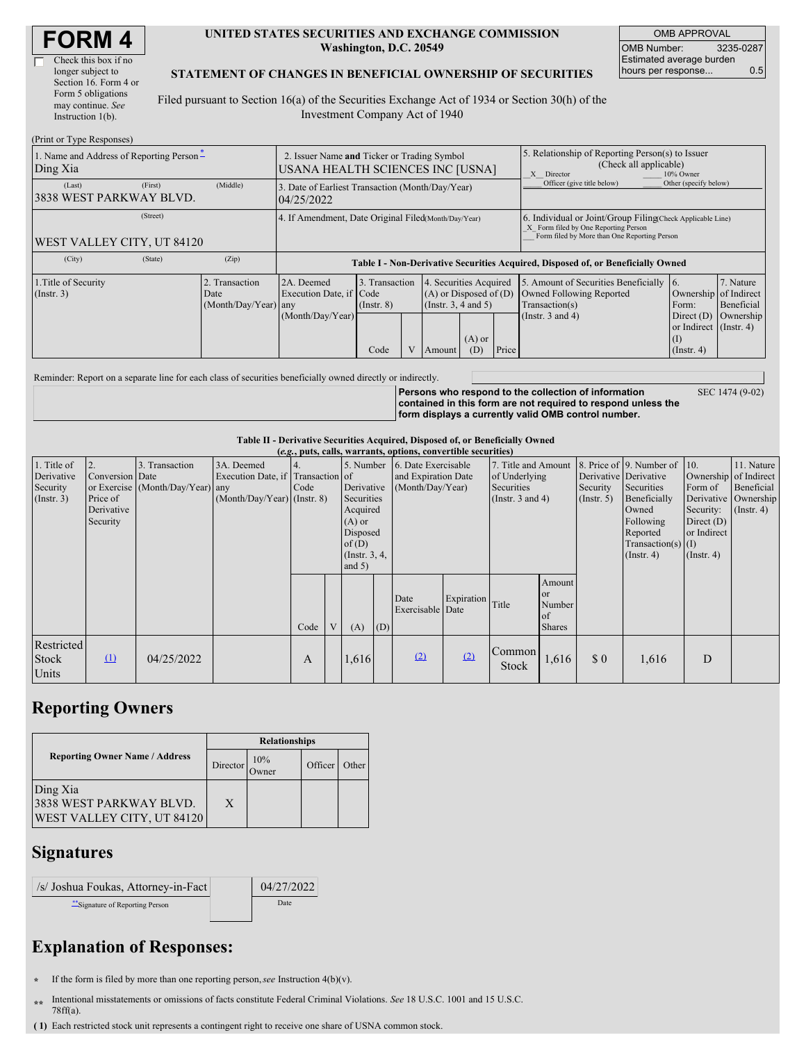# FORM 4

☐ Check this box if no longer subject to Section 16. Form 4 or Form 5 obligations may continue. *See* Instruction 1(b).

**UNITED STATES SECURITIES AND EXCHANGE COMMISSION**
**Washington, D.C. 20549**

**STATEMENT OF CHANGES IN BENEFICIAL OWNERSHIP OF SECURITIES**

Filed pursuant to Section 16(a) of the Securities Exchange Act of 1934 or Section 30(h) of the Investment Company Act of 1940

| OMB APPROVAL | |
|---|---|
| OMB Number: | 3235-0287 |
| Estimated average burden hours per response... | 0.5 |

(Print or Type Responses)

| | | |
|---|---|---|
| 1. Name and Address of Reporting Person * Ding Xia | 2. Issuer Name **and** Ticker or Trading Symbol USANA HEALTH SCIENCES INC [USNA] | 5. Relationship of Reporting Person(s) to Issuer (Check all applicable) _X_ Director ___ 10% Owner ___ Officer (give title below) ___ Other (specify below) |
| (Last) (First) (Middle) 3838 WEST PARKWAY BLVD. | 3. Date of Earliest Transaction (Month/Day/Year) 04/25/2022 | |
| (Street) WEST VALLEY CITY, UT 84120 | 4. If Amendment, Date Original Filed (Month/Day/Year) | 6. Individual or Joint/Group Filing (Check Applicable Line) _X_ Form filed by One Reporting Person ___ Form filed by More than One Reporting Person |
| (City) (State) (Zip) | | |

**Table I - Non-Derivative Securities Acquired, Disposed of, or Beneficially Owned**

| 1.Title of Security (Instr. 3) | 2. Transaction Date (Month/Day/Year) | 2A. Deemed Execution Date, if any (Month/Day/Year) | 3. Transaction Code (Instr. 8) | | 4. Securities Acquired (A) or Disposed of (D) (Instr. 3, 4 and 5) | | | 5. Amount of Securities Beneficially Owned Following Reported Transaction(s) (Instr. 3 and 4) | 6. Ownership Form: Direct (D) or Indirect (I) (Instr. 4) | 7. Nature of Indirect Beneficial Ownership (Instr. 4) |
|---|---|---|---|---|---|---|---|---|---|---|
| | | | Code | V | Amount | (A) or (D) | Price | | | |

Reminder: Report on a separate line for each class of securities beneficially owned directly or indirectly.

**Persons who respond to the collection of information contained in this form are not required to respond unless the form displays a currently valid OMB control number.** SEC 1474 (9-02)

**Table II - Derivative Securities Acquired, Disposed of, or Beneficially Owned**
**(*e.g.*, puts, calls, warrants, options, convertible securities)**

| 1. Title of Derivative Security (Instr. 3) | 2. Conversion or Exercise Price of Derivative Security | 3. Transaction Date (Month/Day/Year) | 3A. Deemed Execution Date, if any (Month/Day/Year) | 4. Transaction Code (Instr. 8) | | 5. Number of Derivative Securities Acquired (A) or Disposed of (D) (Instr. 3, 4, and 5) | | 6. Date Exercisable and Expiration Date (Month/Day/Year) | | 7. Title and Amount of Underlying Securities (Instr. 3 and 4) | | 8. Price of Derivative Security (Instr. 5) | 9. Number of Derivative Securities Beneficially Owned Following Reported Transaction(s) (Instr. 4) | 10. Ownership Form of Derivative Security: Direct (D) or Indirect (I) (Instr. 4) | 11. Nature of Indirect Beneficial Ownership (Instr. 4) |
|---|---|---|---|---|---|---|---|---|---|---|---|---|---|---|---|
| | | | | Code | V | (A) | (D) | Date Exercisable | Expiration Date | Title | Amount or Number of Shares | | | | |
| Restricted Stock Units | (1) | 04/25/2022 | | A | | 1,616 | | (2) | (2) | Common Stock | 1,616 | $ 0 | 1,616 | D | |

## Reporting Owners

| Reporting Owner Name / Address | Relationships | | | |
|---|---|---|---|---|
| | Director | 10% Owner | Officer | Other |
| Ding Xia 3838 WEST PARKWAY BLVD. WEST VALLEY CITY, UT 84120 | X | | | |

## Signatures

| | |
|---|---|
| /s/ Joshua Foukas, Attorney-in-Fact | 04/27/2022 |
| ** Signature of Reporting Person | Date |

## Explanation of Responses:

\* If the form is filed by more than one reporting person, *see* Instruction 4(b)(v).

** Intentional misstatements or omissions of facts constitute Federal Criminal Violations. *See* 18 U.S.C. 1001 and 15 U.S.C. 78ff(a).

**( 1)** Each restricted stock unit represents a contingent right to receive one share of USNA common stock.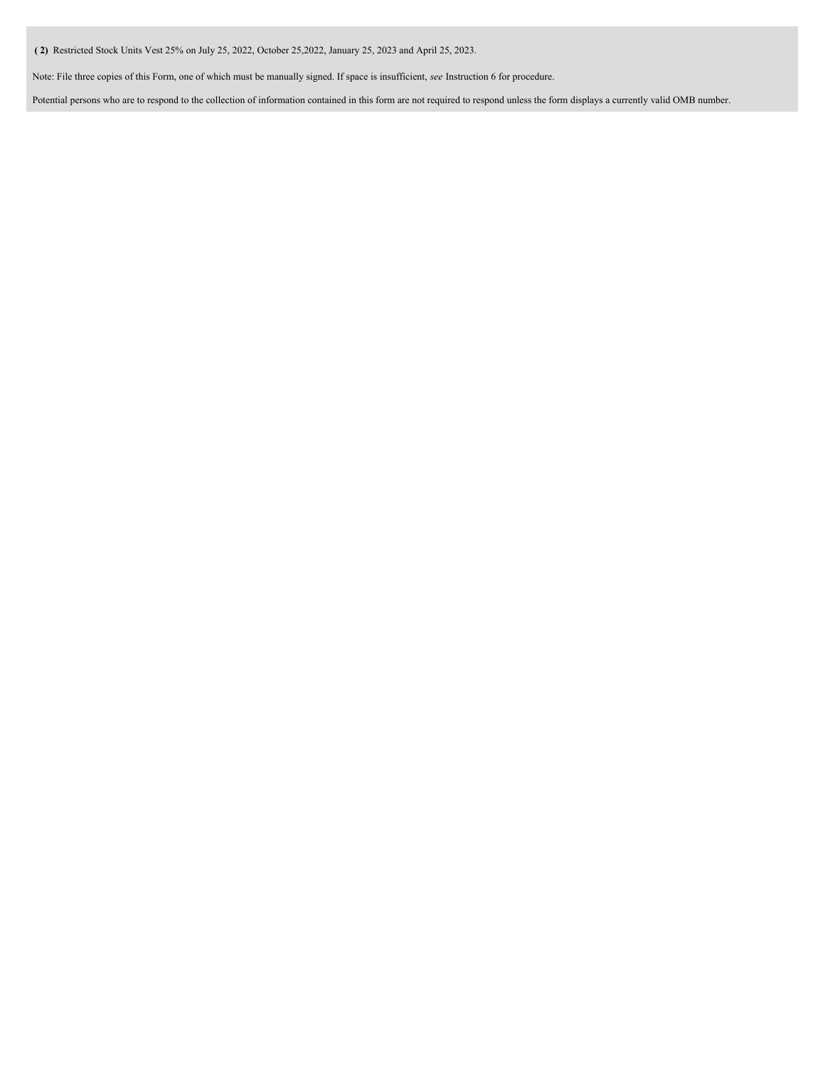**( 2)** Restricted Stock Units Vest 25% on July 25, 2022, October 25,2022, January 25, 2023 and April 25, 2023.

Note: File three copies of this Form, one of which must be manually signed. If space is insufficient, *see* Instruction 6 for procedure.

Potential persons who are to respond to the collection of information contained in this form are not required to respond unless the form displays a currently valid OMB number.